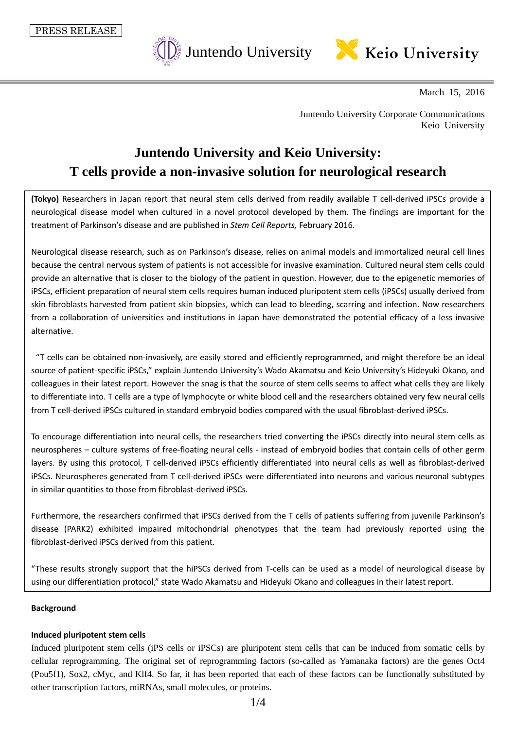PRESS RELEASE

Juntendo University    Keio University

March 15, 2016

Juntendo University Corporate Communications
Keio University

# Juntendo University and Keio University: T cells provide a non-invasive solution for neurological research

**(Tokyo)** Researchers in Japan report that neural stem cells derived from readily available T cell-derived iPSCs provide a neurological disease model when cultured in a novel protocol developed by them. The findings are important for the treatment of Parkinson's disease and are published in *Stem Cell Reports,* February 2016.

Neurological disease research, such as on Parkinson's disease, relies on animal models and immortalized neural cell lines because the central nervous system of patients is not accessible for invasive examination. Cultured neural stem cells could provide an alternative that is closer to the biology of the patient in question. However, due to the epigenetic memories of iPSCs, efficient preparation of neural stem cells requires human induced pluripotent stem cells (iPSCs) usually derived from skin fibroblasts harvested from patient skin biopsies, which can lead to bleeding, scarring and infection. Now researchers from a collaboration of universities and institutions in Japan have demonstrated the potential efficacy of a less invasive alternative.

"T cells can be obtained non-invasively, are easily stored and efficiently reprogrammed, and might therefore be an ideal source of patient-specific iPSCs," explain Juntendo University's Wado Akamatsu and Keio University's Hideyuki Okano, and colleagues in their latest report. However the snag is that the source of stem cells seems to affect what cells they are likely to differentiate into. T cells are a type of lymphocyte or white blood cell and the researchers obtained very few neural cells from T cell-derived iPSCs cultured in standard embryoid bodies compared with the usual fibroblast-derived iPSCs.

To encourage differentiation into neural cells, the researchers tried converting the iPSCs directly into neural stem cells as neurospheres – culture systems of free-floating neural cells - instead of embryoid bodies that contain cells of other germ layers. By using this protocol, T cell-derived iPSCs efficiently differentiated into neural cells as well as fibroblast-derived iPSCs. Neurospheres generated from T cell-derived iPSCs were differentiated into neurons and various neuronal subtypes in similar quantities to those from fibroblast-derived iPSCs.

Furthermore, the researchers confirmed that iPSCs derived from the T cells of patients suffering from juvenile Parkinson's disease (PARK2) exhibited impaired mitochondrial phenotypes that the team had previously reported using the fibroblast-derived iPSCs derived from this patient.

"These results strongly support that the hiPSCs derived from T-cells can be used as a model of neurological disease by using our differentiation protocol," state Wado Akamatsu and Hideyuki Okano and colleagues in their latest report.

## Background

### Induced pluripotent stem cells

Induced pluripotent stem cells (iPS cells or iPSCs) are pluripotent stem cells that can be induced from somatic cells by cellular reprogramming. The original set of reprogramming factors (so-called as Yamanaka factors) are the genes Oct4 (Pou5f1), Sox2, cMyc, and Klf4. So far, it has been reported that each of these factors can be functionally substituted by other transcription factors, miRNAs, small molecules, or proteins.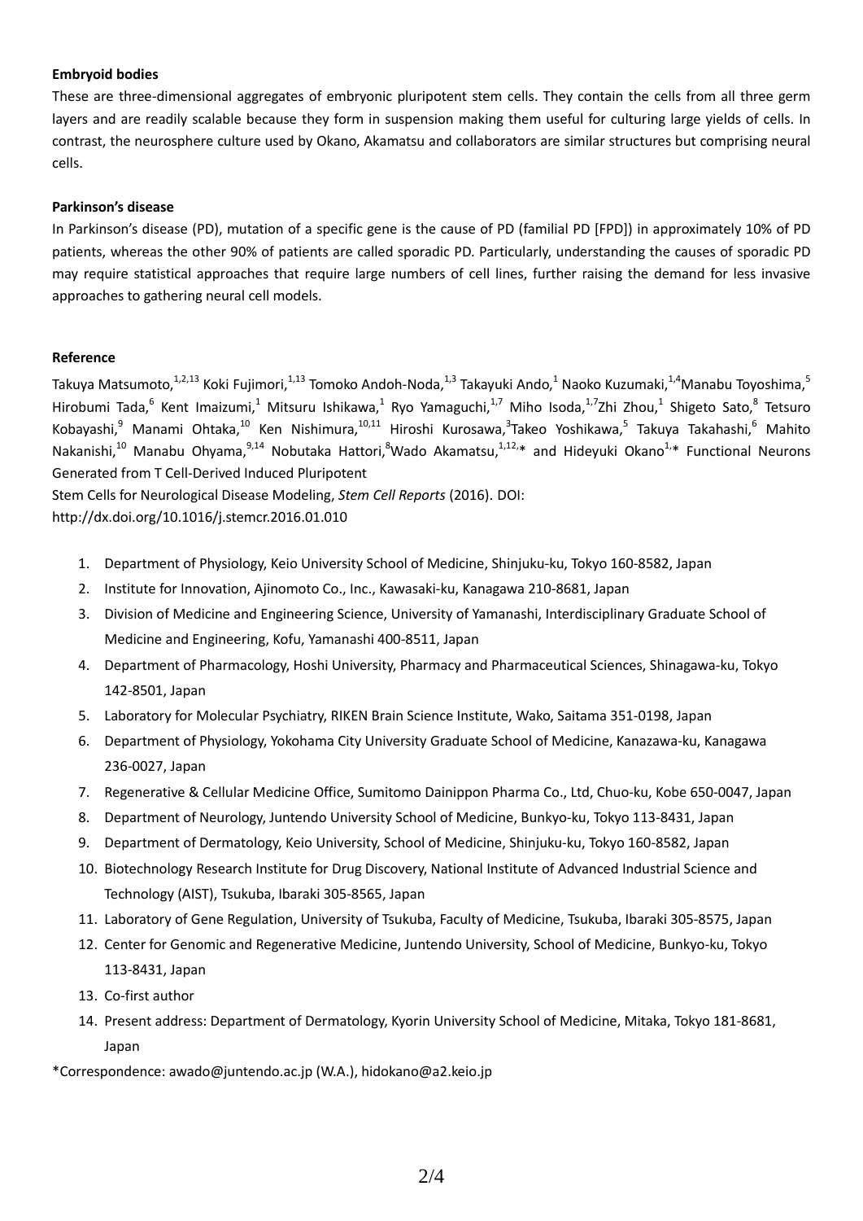**Embryoid bodies**

These are three-dimensional aggregates of embryonic pluripotent stem cells. They contain the cells from all three germ layers and are readily scalable because they form in suspension making them useful for culturing large yields of cells. In contrast, the neurosphere culture used by Okano, Akamatsu and collaborators are similar structures but comprising neural cells.

**Parkinson's disease**

In Parkinson's disease (PD), mutation of a specific gene is the cause of PD (familial PD [FPD]) in approximately 10% of PD patients, whereas the other 90% of patients are called sporadic PD. Particularly, understanding the causes of sporadic PD may require statistical approaches that require large numbers of cell lines, further raising the demand for less invasive approaches to gathering neural cell models.

**Reference**

Takuya Matsumoto,[1,2,13] Koki Fujimori,[1,13] Tomoko Andoh-Noda,[1,3] Takayuki Ando,[1] Naoko Kuzumaki,[1,4] Manabu Toyoshima,[5] Hirobumi Tada,[6] Kent Imaizumi,[1] Mitsuru Ishikawa,[1] Ryo Yamaguchi,[1,7] Miho Isoda,[1,7] Zhi Zhou,[1] Shigeto Sato,[8] Tetsuro Kobayashi,[9] Manami Ohtaka,[10] Ken Nishimura,[10,11] Hiroshi Kurosawa,[3] Takeo Yoshikawa,[5] Takuya Takahashi,[6] Mahito Nakanishi,[10] Manabu Ohyama,[9,14] Nobutaka Hattori,[8] Wado Akamatsu,[1,12,]* and Hideyuki Okano[1,]* Functional Neurons Generated from T Cell-Derived Induced Pluripotent Stem Cells for Neurological Disease Modeling, *Stem Cell Reports* (2016). DOI: http://dx.doi.org/10.1016/j.stemcr.2016.01.010

1. Department of Physiology, Keio University School of Medicine, Shinjuku-ku, Tokyo 160-8582, Japan
2. Institute for Innovation, Ajinomoto Co., Inc., Kawasaki-ku, Kanagawa 210-8681, Japan
3. Division of Medicine and Engineering Science, University of Yamanashi, Interdisciplinary Graduate School of Medicine and Engineering, Kofu, Yamanashi 400-8511, Japan
4. Department of Pharmacology, Hoshi University, Pharmacy and Pharmaceutical Sciences, Shinagawa-ku, Tokyo 142-8501, Japan
5. Laboratory for Molecular Psychiatry, RIKEN Brain Science Institute, Wako, Saitama 351-0198, Japan
6. Department of Physiology, Yokohama City University Graduate School of Medicine, Kanazawa-ku, Kanagawa 236-0027, Japan
7. Regenerative & Cellular Medicine Office, Sumitomo Dainippon Pharma Co., Ltd, Chuo-ku, Kobe 650-0047, Japan
8. Department of Neurology, Juntendo University School of Medicine, Bunkyo-ku, Tokyo 113-8431, Japan
9. Department of Dermatology, Keio University, School of Medicine, Shinjuku-ku, Tokyo 160-8582, Japan
10. Biotechnology Research Institute for Drug Discovery, National Institute of Advanced Industrial Science and Technology (AIST), Tsukuba, Ibaraki 305-8565, Japan
11. Laboratory of Gene Regulation, University of Tsukuba, Faculty of Medicine, Tsukuba, Ibaraki 305-8575, Japan
12. Center for Genomic and Regenerative Medicine, Juntendo University, School of Medicine, Bunkyo-ku, Tokyo 113-8431, Japan
13. Co-first author
14. Present address: Department of Dermatology, Kyorin University School of Medicine, Mitaka, Tokyo 181-8681, Japan

*Correspondence: awado@juntendo.ac.jp (W.A.), hidokano@a2.keio.jp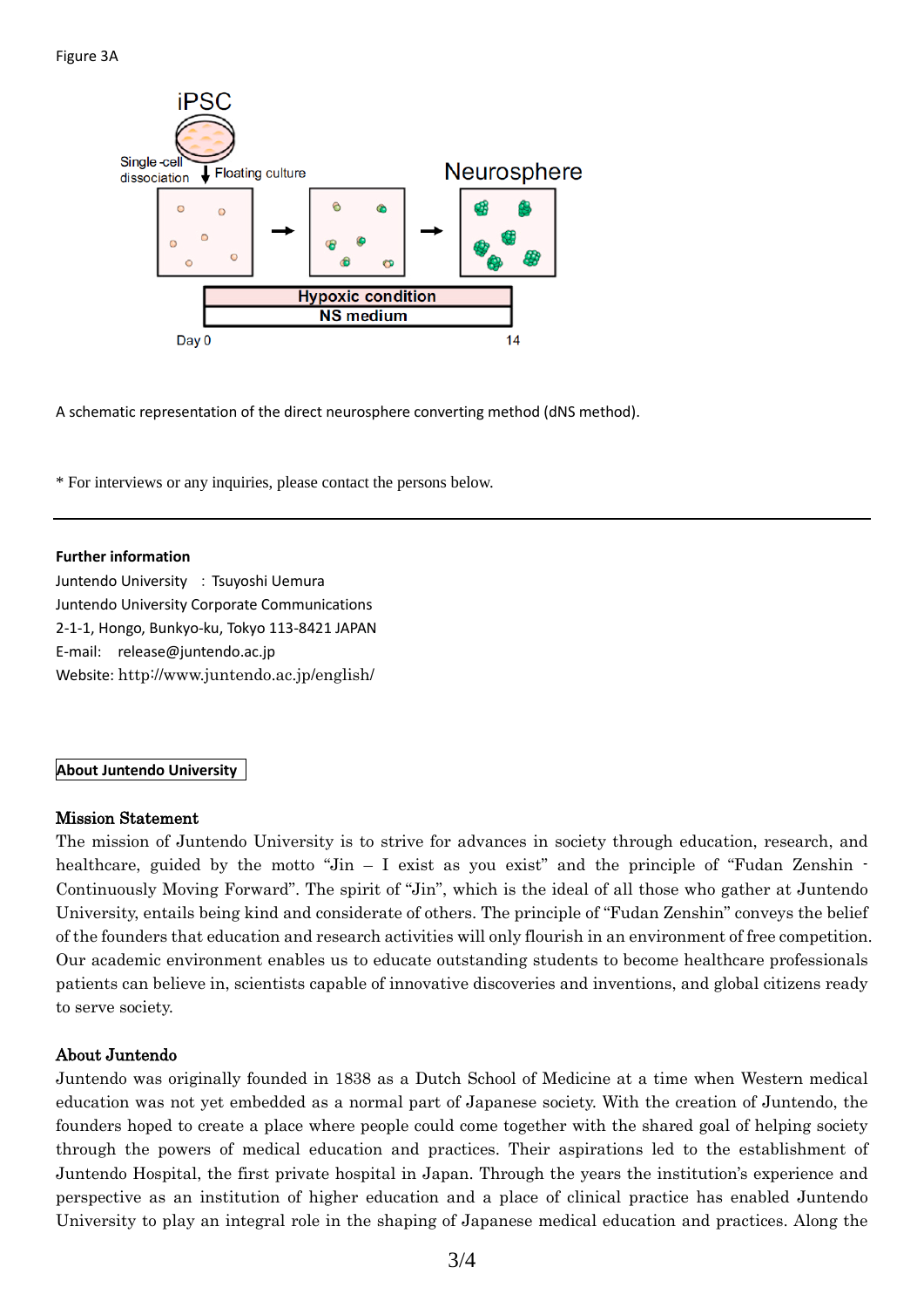Figure 3A

A schematic representation of the direct neurosphere converting method (dNS method).

* For interviews or any inquiries, please contact the persons below.

---

**Further information**

Juntendo University : Tsuyoshi Uemura
Juntendo University Corporate Communications
2-1-1, Hongo, Bunkyo-ku, Tokyo 113-8421 JAPAN
E-mail: release@juntendo.ac.jp
Website: http://www.juntendo.ac.jp/english/

**About Juntendo University**

**Mission Statement**

The mission of Juntendo University is to strive for advances in society through education, research, and healthcare, guided by the motto "Jin – I exist as you exist" and the principle of "Fudan Zenshin - Continuously Moving Forward". The spirit of "Jin", which is the ideal of all those who gather at Juntendo University, entails being kind and considerate of others. The principle of "Fudan Zenshin" conveys the belief of the founders that education and research activities will only flourish in an environment of free competition. Our academic environment enables us to educate outstanding students to become healthcare professionals patients can believe in, scientists capable of innovative discoveries and inventions, and global citizens ready to serve society.

**About Juntendo**

Juntendo was originally founded in 1838 as a Dutch School of Medicine at a time when Western medical education was not yet embedded as a normal part of Japanese society. With the creation of Juntendo, the founders hoped to create a place where people could come together with the shared goal of helping society through the powers of medical education and practices. Their aspirations led to the establishment of Juntendo Hospital, the first private hospital in Japan. Through the years the institution's experience and perspective as an institution of higher education and a place of clinical practice has enabled Juntendo University to play an integral role in the shaping of Japanese medical education and practices. Along the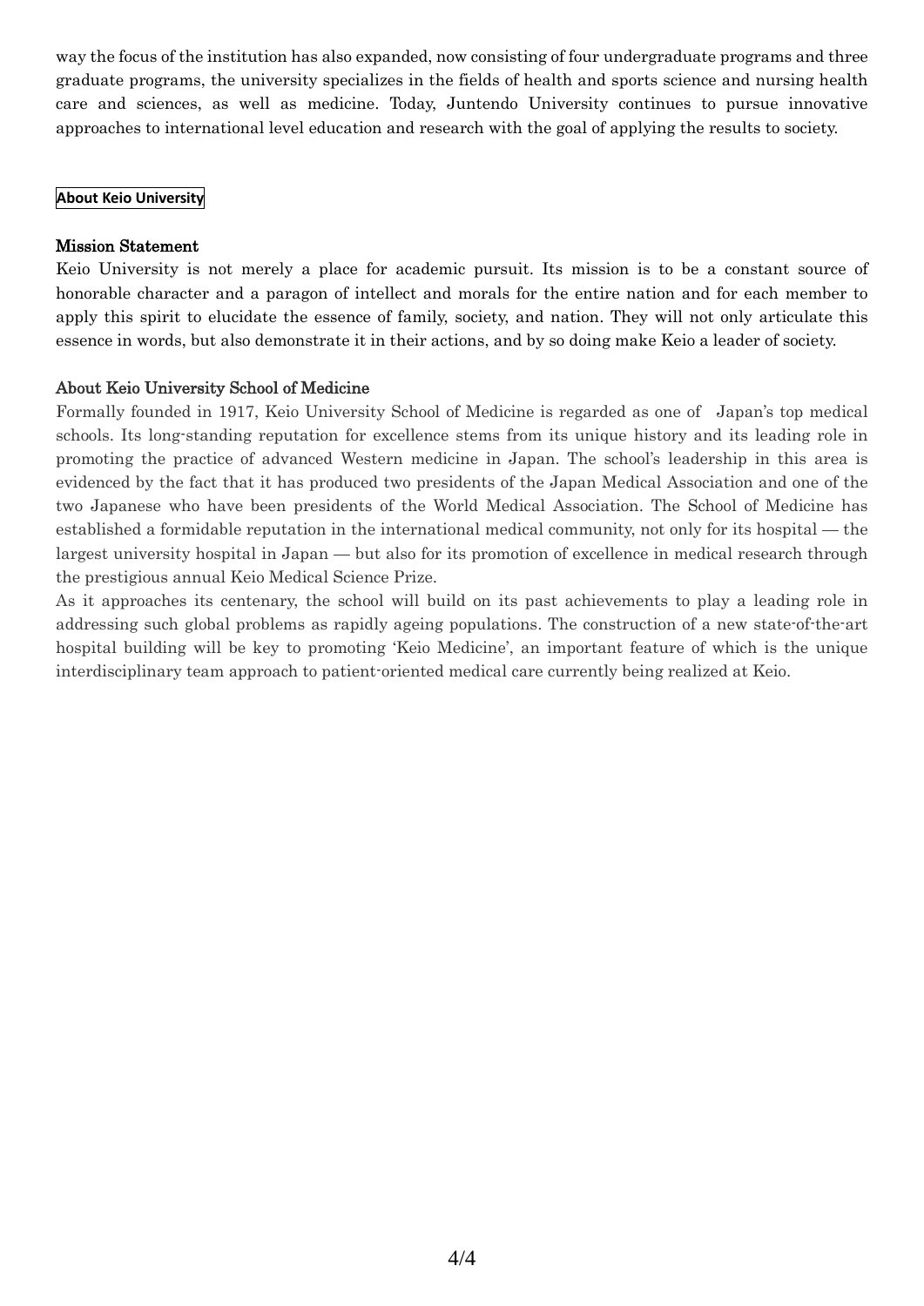way the focus of the institution has also expanded, now consisting of four undergraduate programs and three graduate programs, the university specializes in the fields of health and sports science and nursing health care and sciences, as well as medicine. Today, Juntendo University continues to pursue innovative approaches to international level education and research with the goal of applying the results to society.

## About Keio University

### Mission Statement

Keio University is not merely a place for academic pursuit. Its mission is to be a constant source of honorable character and a paragon of intellect and morals for the entire nation and for each member to apply this spirit to elucidate the essence of family, society, and nation. They will not only articulate this essence in words, but also demonstrate it in their actions, and by so doing make Keio a leader of society.

### About Keio University School of Medicine

Formally founded in 1917, Keio University School of Medicine is regarded as one of Japan's top medical schools. Its long-standing reputation for excellence stems from its unique history and its leading role in promoting the practice of advanced Western medicine in Japan. The school's leadership in this area is evidenced by the fact that it has produced two presidents of the Japan Medical Association and one of the two Japanese who have been presidents of the World Medical Association. The School of Medicine has established a formidable reputation in the international medical community, not only for its hospital — the largest university hospital in Japan — but also for its promotion of excellence in medical research through the prestigious annual Keio Medical Science Prize.

As it approaches its centenary, the school will build on its past achievements to play a leading role in addressing such global problems as rapidly ageing populations. The construction of a new state-of-the-art hospital building will be key to promoting 'Keio Medicine', an important feature of which is the unique interdisciplinary team approach to patient-oriented medical care currently being realized at Keio.